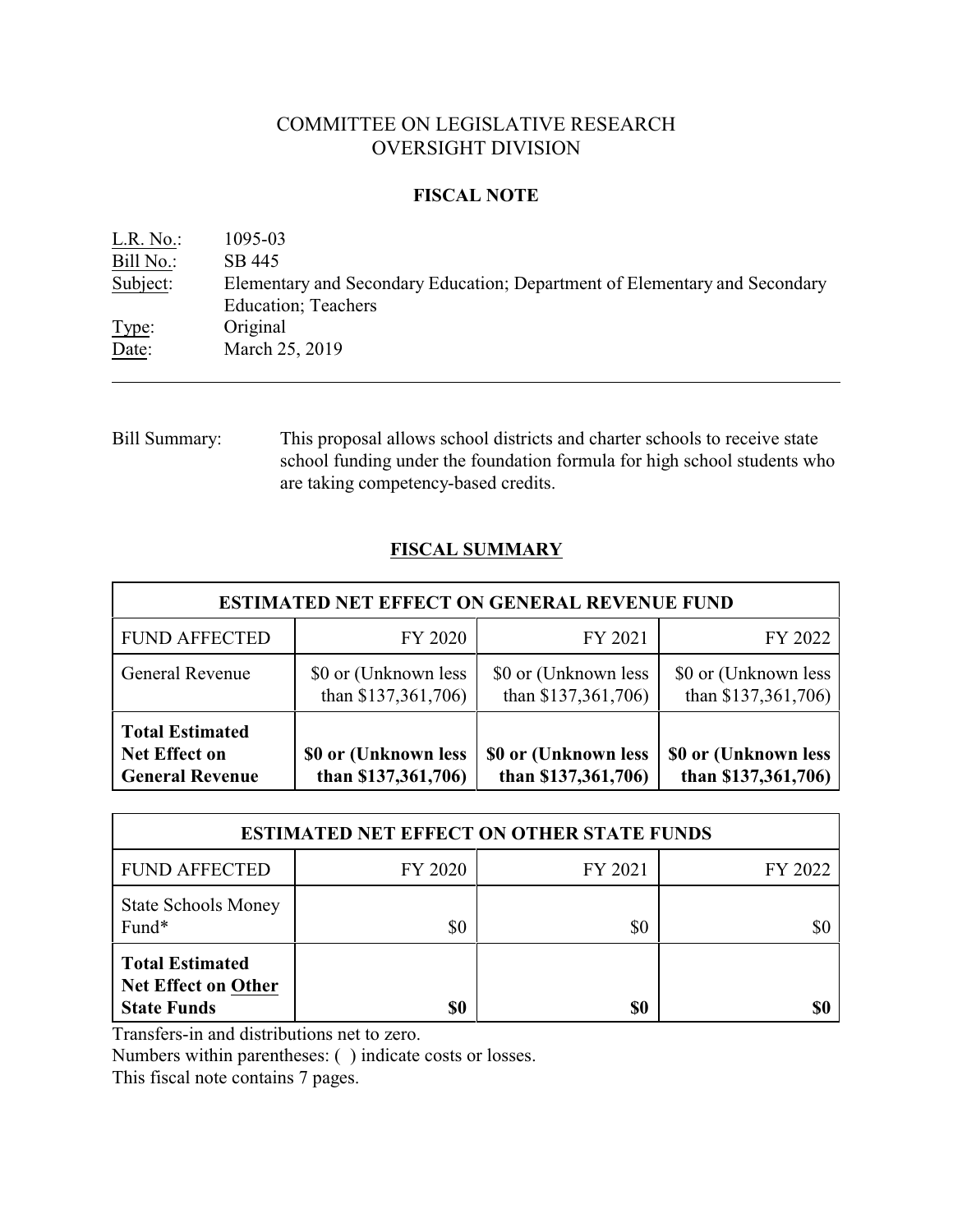# COMMITTEE ON LEGISLATIVE RESEARCH
# OVERSIGHT DIVISION

## FISCAL NOTE

L.R. No.: 1095-03
Bill No.: SB 445
Subject: Elementary and Secondary Education; Department of Elementary and Secondary Education; Teachers
Type: Original
Date: March 25, 2019

---

Bill Summary: This proposal allows school districts and charter schools to receive state school funding under the foundation formula for high school students who are taking competency-based credits.

## FISCAL SUMMARY

| ESTIMATED NET EFFECT ON GENERAL REVENUE FUND | | | |
|---|---|---|---|
| FUND AFFECTED | FY 2020 | FY 2021 | FY 2022 |
| General Revenue | $0 or (Unknown less than $137,361,706) | $0 or (Unknown less than $137,361,706) | $0 or (Unknown less than $137,361,706) |
| **Total Estimated Net Effect on General Revenue** | **$0 or (Unknown less than $137,361,706)** | **$0 or (Unknown less than $137,361,706)** | **$0 or (Unknown less than $137,361,706)** |

| ESTIMATED NET EFFECT ON OTHER STATE FUNDS | | | |
|---|---|---|---|
| FUND AFFECTED | FY 2020 | FY 2021 | FY 2022 |
| State Schools Money Fund* | $0 | $0 | $0 |
| **Total Estimated Net Effect on Other State Funds** | **$0** | **$0** | **$0** |

Transfers-in and distributions net to zero.

Numbers within parentheses: ( ) indicate costs or losses.

This fiscal note contains 7 pages.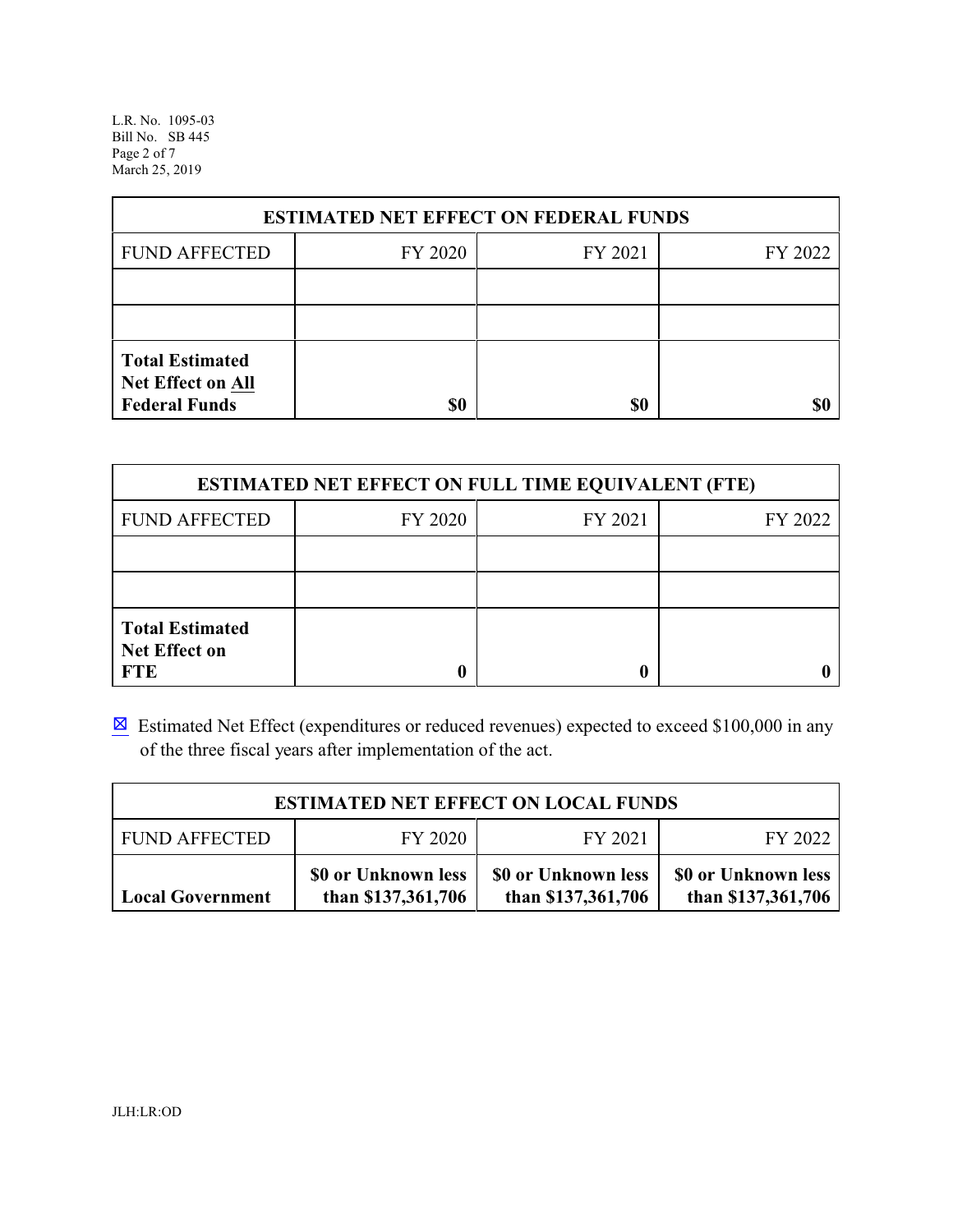| ESTIMATED NET EFFECT ON FEDERAL FUNDS | | | |
|---|---|---|---|
| FUND AFFECTED | FY 2020 | FY 2021 | FY 2022 |
| | | | |
| | | | |
| **Total Estimated Net Effect on All Federal Funds** | **$0** | **$0** | **$0** |

| ESTIMATED NET EFFECT ON FULL TIME EQUIVALENT (FTE) | | | |
|---|---|---|---|
| FUND AFFECTED | FY 2020 | FY 2021 | FY 2022 |
| | | | |
| | | | |
| **Total Estimated Net Effect on FTE** | **0** | **0** | **0** |

☒ Estimated Net Effect (expenditures or reduced revenues) expected to exceed $100,000 in any of the three fiscal years after implementation of the act.

| ESTIMATED NET EFFECT ON LOCAL FUNDS | | | |
|---|---|---|---|
| FUND AFFECTED | FY 2020 | FY 2021 | FY 2022 |
| **Local Government** | **$0 or Unknown less than $137,361,706** | **$0 or Unknown less than $137,361,706** | **$0 or Unknown less than $137,361,706** |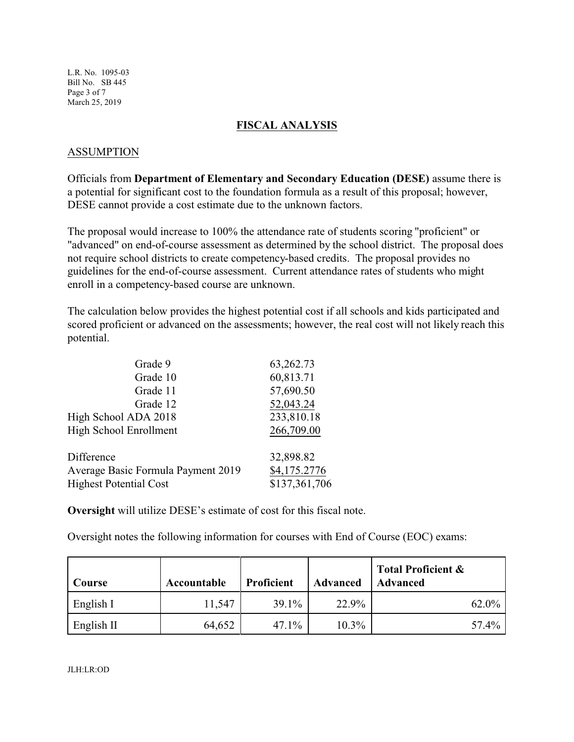## FISCAL ANALYSIS

### ASSUMPTION

Officials from **Department of Elementary and Secondary Education (DESE)** assume there is a potential for significant cost to the foundation formula as a result of this proposal; however, DESE cannot provide a cost estimate due to the unknown factors.

The proposal would increase to 100% the attendance rate of students scoring "proficient" or "advanced" on end-of-course assessment as determined by the school district. The proposal does not require school districts to create competency-based credits. The proposal provides no guidelines for the end-of-course assessment. Current attendance rates of students who might enroll in a competency-based course are unknown.

The calculation below provides the highest potential cost if all schools and kids participated and scored proficient or advanced on the assessments; however, the real cost will not likely reach this potential.

| | |
|---|---|
| Grade 9 | 63,262.73 |
| Grade 10 | 60,813.71 |
| Grade 11 | 57,690.50 |
| Grade 12 | 52,043.24 |
| High School ADA 2018 | 233,810.18 |
| High School Enrollment | 266,709.00 |
| | |
| Difference | 32,898.82 |
| Average Basic Formula Payment 2019 | $4,175.2776 |
| Highest Potential Cost | $137,361,706 |

**Oversight** will utilize DESE's estimate of cost for this fiscal note.

Oversight notes the following information for courses with End of Course (EOC) exams:

| Course | Accountable | Proficient | Advanced | Total Proficient & Advanced |
|---|---|---|---|---|
| English I | 11,547 | 39.1% | 22.9% | 62.0% |
| English II | 64,652 | 47.1% | 10.3% | 57.4% |

JLH:LR:OD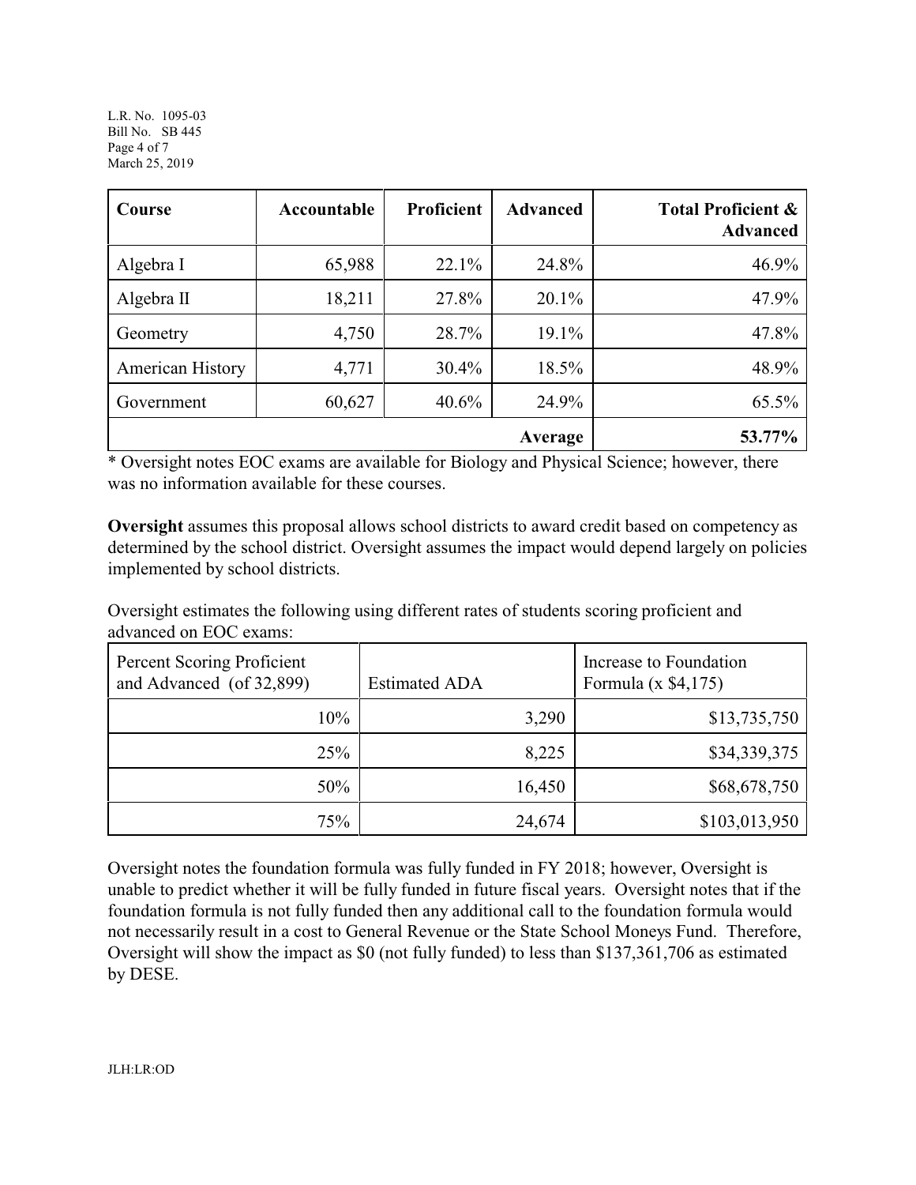| Course | Accountable | Proficient | Advanced | Total Proficient & Advanced |
|---|---|---|---|---|
| Algebra I | 65,988 | 22.1% | 24.8% | 46.9% |
| Algebra II | 18,211 | 27.8% | 20.1% | 47.9% |
| Geometry | 4,750 | 28.7% | 19.1% | 47.8% |
| American History | 4,771 | 30.4% | 18.5% | 48.9% |
| Government | 60,627 | 40.6% | 24.9% | 65.5% |
| | | | **Average** | **53.77%** |

* Oversight notes EOC exams are available for Biology and Physical Science; however, there was no information available for these courses.

**Oversight** assumes this proposal allows school districts to award credit based on competency as determined by the school district. Oversight assumes the impact would depend largely on policies implemented by school districts.

Oversight estimates the following using different rates of students scoring proficient and advanced on EOC exams:

| Percent Scoring Proficient and Advanced (of 32,899) | Estimated ADA | Increase to Foundation Formula (x $4,175) |
|---|---|---|
| 10% | 3,290 | $13,735,750 |
| 25% | 8,225 | $34,339,375 |
| 50% | 16,450 | $68,678,750 |
| 75% | 24,674 | $103,013,950 |

Oversight notes the foundation formula was fully funded in FY 2018; however, Oversight is unable to predict whether it will be fully funded in future fiscal years. Oversight notes that if the foundation formula is not fully funded then any additional call to the foundation formula would not necessarily result in a cost to General Revenue or the State School Moneys Fund. Therefore, Oversight will show the impact as $0 (not fully funded) to less than $137,361,706 as estimated by DESE.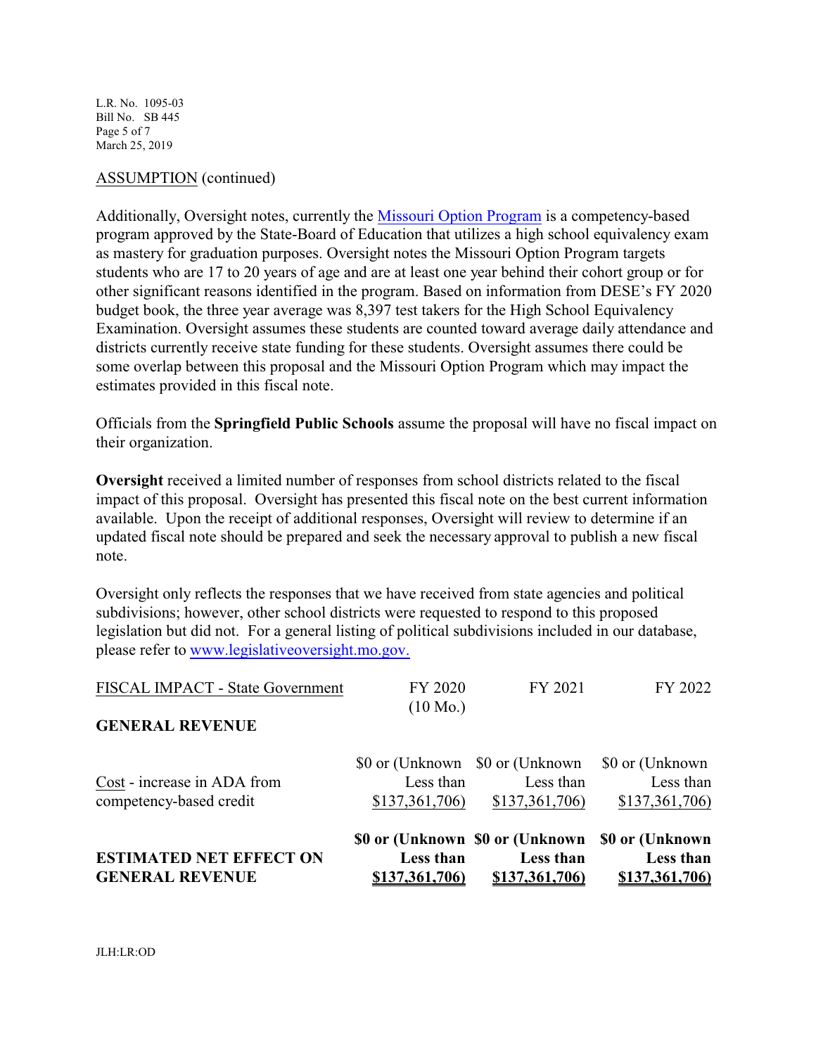ASSUMPTION (continued)

Additionally, Oversight notes, currently the Missouri Option Program is a competency-based program approved by the State-Board of Education that utilizes a high school equivalency exam as mastery for graduation purposes. Oversight notes the Missouri Option Program targets students who are 17 to 20 years of age and are at least one year behind their cohort group or for other significant reasons identified in the program. Based on information from DESE's FY 2020 budget book, the three year average was 8,397 test takers for the High School Equivalency Examination. Oversight assumes these students are counted toward average daily attendance and districts currently receive state funding for these students. Oversight assumes there could be some overlap between this proposal and the Missouri Option Program which may impact the estimates provided in this fiscal note.

Officials from the **Springfield Public Schools** assume the proposal will have no fiscal impact on their organization.

**Oversight** received a limited number of responses from school districts related to the fiscal impact of this proposal. Oversight has presented this fiscal note on the best current information available. Upon the receipt of additional responses, Oversight will review to determine if an updated fiscal note should be prepared and seek the necessary approval to publish a new fiscal note.

Oversight only reflects the responses that we have received from state agencies and political subdivisions; however, other school districts were requested to respond to this proposed legislation but did not. For a general listing of political subdivisions included in our database, please refer to www.legislativeoversight.mo.gov.

| FISCAL IMPACT - State Government | FY 2020 (10 Mo.) | FY 2021 | FY 2022 |
|---|---|---|---|
| **GENERAL REVENUE** | | | |
| Cost - increase in ADA from competency-based credit | $0 or (Unknown Less than $137,361,706) | $0 or (Unknown Less than $137,361,706) | $0 or (Unknown Less than $137,361,706) |
| **ESTIMATED NET EFFECT ON GENERAL REVENUE** | **$0 or (Unknown Less than $137,361,706)** | **$0 or (Unknown Less than $137,361,706)** | **$0 or (Unknown Less than $137,361,706)** |

JLH:LR:OD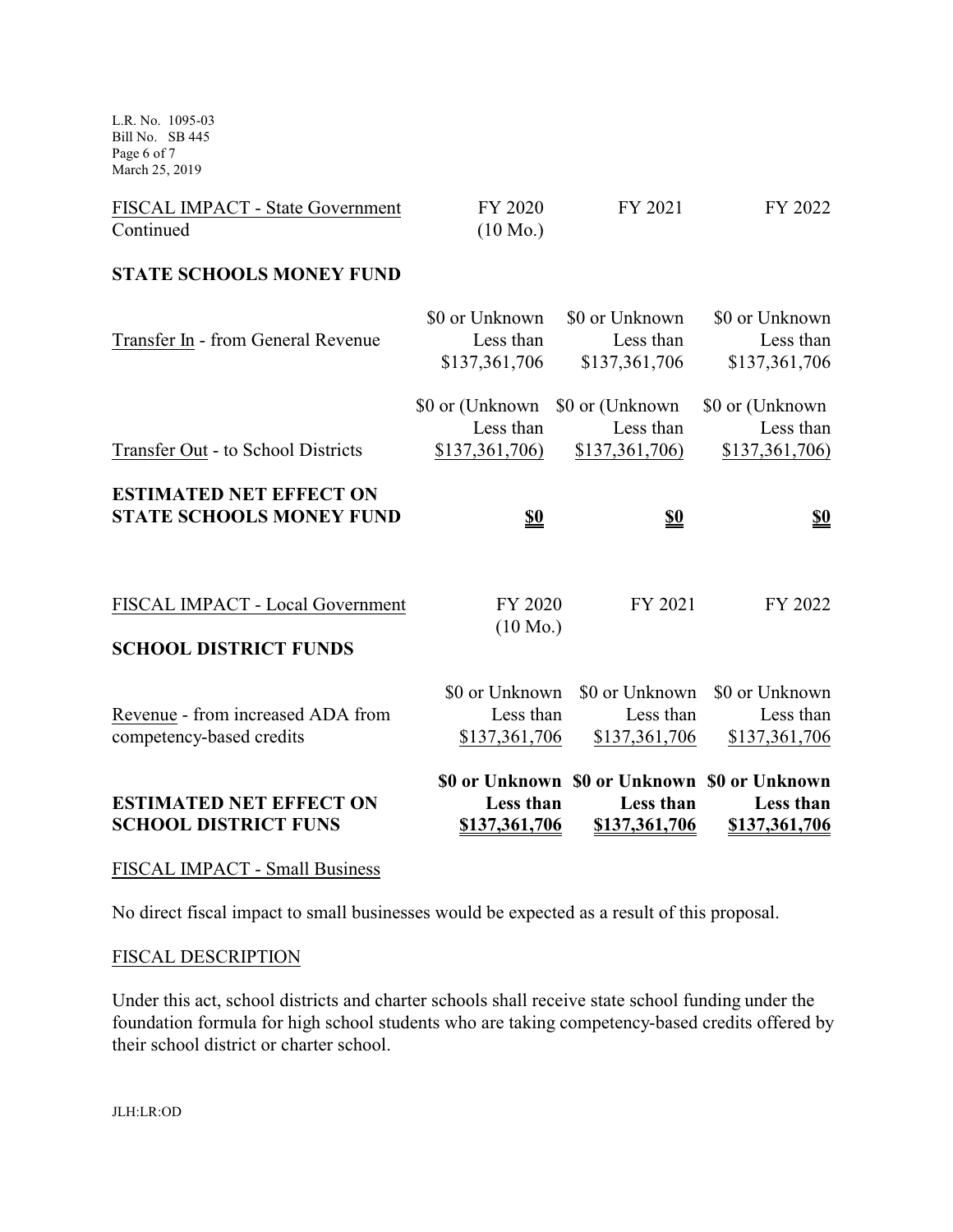| FISCAL IMPACT - State Government Continued | FY 2020 (10 Mo.) | FY 2021 | FY 2022 |
|---|---|---|---|
| **STATE SCHOOLS MONEY FUND** | | | |
| Transfer In - from General Revenue | $0 or Unknown Less than $137,361,706 | $0 or Unknown Less than $137,361,706 | $0 or Unknown Less than $137,361,706 |
| Transfer Out - to School Districts | $0 or (Unknown Less than $137,361,706) | $0 or (Unknown Less than $137,361,706) | $0 or (Unknown Less than $137,361,706) |
| **ESTIMATED NET EFFECT ON STATE SCHOOLS MONEY FUND** | **$0** | **$0** | **$0** |

| FISCAL IMPACT - Local Government | FY 2020 (10 Mo.) | FY 2021 | FY 2022 |
|---|---|---|---|
| **SCHOOL DISTRICT FUNDS** | | | |
| Revenue - from increased ADA from competency-based credits | $0 or Unknown Less than $137,361,706 | $0 or Unknown Less than $137,361,706 | $0 or Unknown Less than $137,361,706 |
| **ESTIMATED NET EFFECT ON SCHOOL DISTRICT FUNS** | **$0 or Unknown Less than $137,361,706** | **$0 or Unknown Less than $137,361,706** | **$0 or Unknown Less than $137,361,706** |

FISCAL IMPACT - Small Business

No direct fiscal impact to small businesses would be expected as a result of this proposal.

FISCAL DESCRIPTION

Under this act, school districts and charter schools shall receive state school funding under the foundation formula for high school students who are taking competency-based credits offered by their school district or charter school.

JLH:LR:OD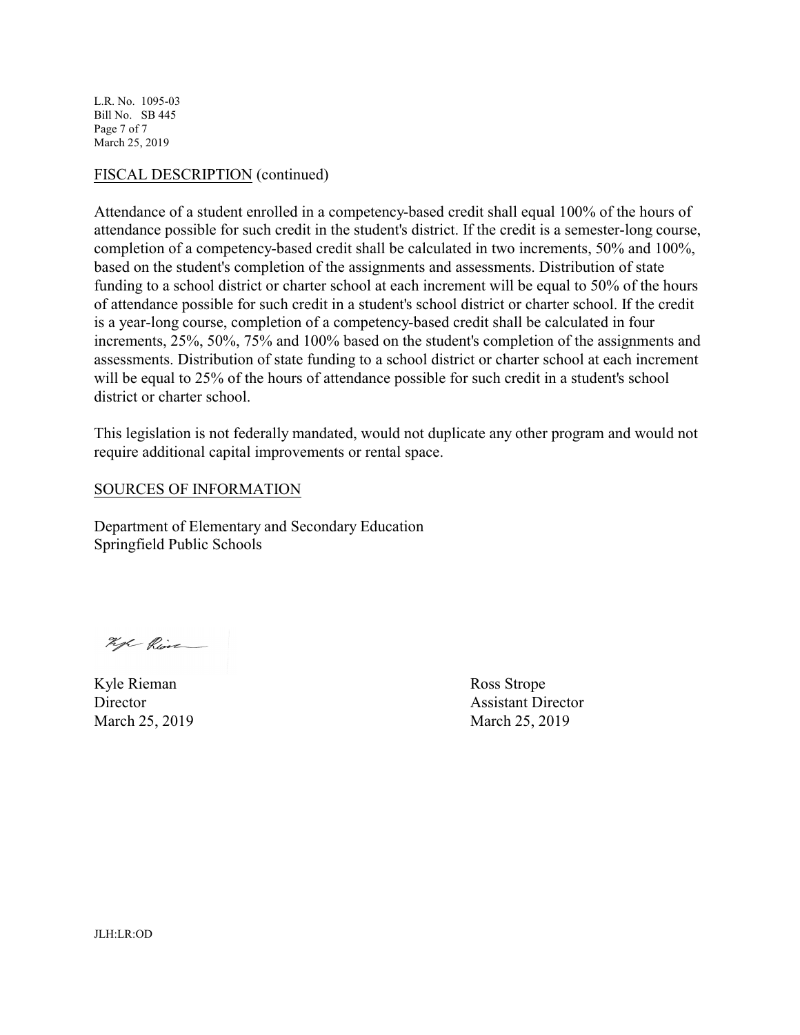FISCAL DESCRIPTION (continued)

Attendance of a student enrolled in a competency-based credit shall equal 100% of the hours of attendance possible for such credit in the student's district. If the credit is a semester-long course, completion of a competency-based credit shall be calculated in two increments, 50% and 100%, based on the student's completion of the assignments and assessments. Distribution of state funding to a school district or charter school at each increment will be equal to 50% of the hours of attendance possible for such credit in a student's school district or charter school. If the credit is a year-long course, completion of a competency-based credit shall be calculated in four increments, 25%, 50%, 75% and 100% based on the student's completion of the assignments and assessments. Distribution of state funding to a school district or charter school at each increment will be equal to 25% of the hours of attendance possible for such credit in a student's school district or charter school.

This legislation is not federally mandated, would not duplicate any other program and would not require additional capital improvements or rental space.

SOURCES OF INFORMATION

Department of Elementary and Secondary Education
Springfield Public Schools

Kyle Rieman
Director
March 25, 2019

Ross Strope
Assistant Director
March 25, 2019

JLH:LR:OD